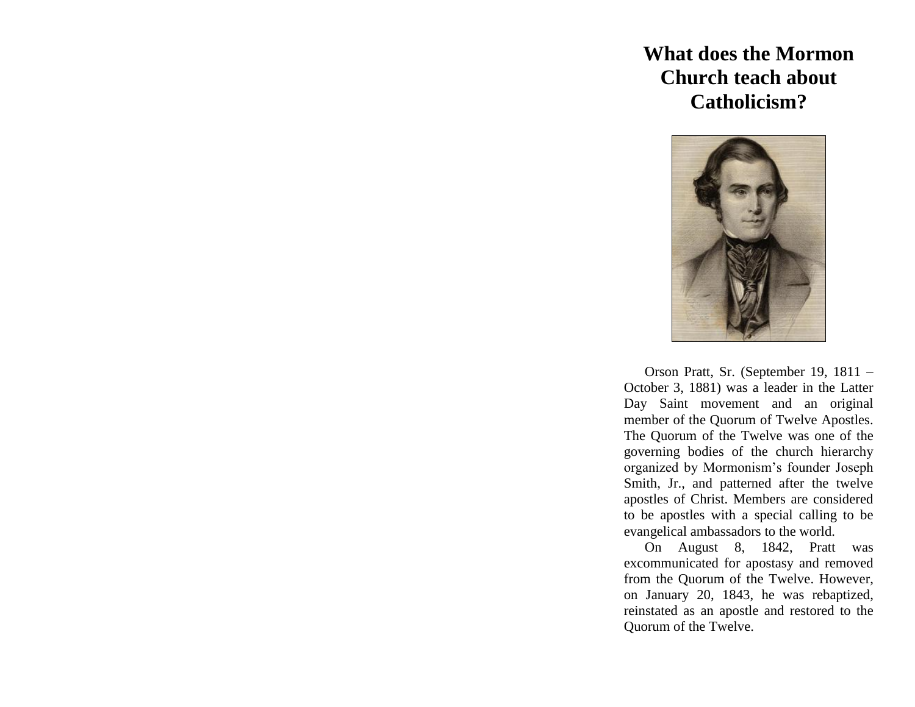# What does the Mormon Church teach about Catholicism?

Orson Pratt, Sr. (September 19, 1811 – October 3, 1881) was a leader in the Latter Day Saint movement and an original member of the Quorum of Twelve Apostles. The Quorum of the Twelve was one of the governing bodies of the church hierarchy organized by Mormonism's founder Joseph Smith, Jr., and patterned after the twelve apostles of Christ. Members are considered to be apostles with a special calling to be evangelical ambassadors to the world.

On August 8, 1842, Pratt was excommunicated for apostasy and removed from the Quorum of the Twelve. However, on January 20, 1843, he was rebaptized, reinstated as an apostle and restored to the Quorum of the Twelve.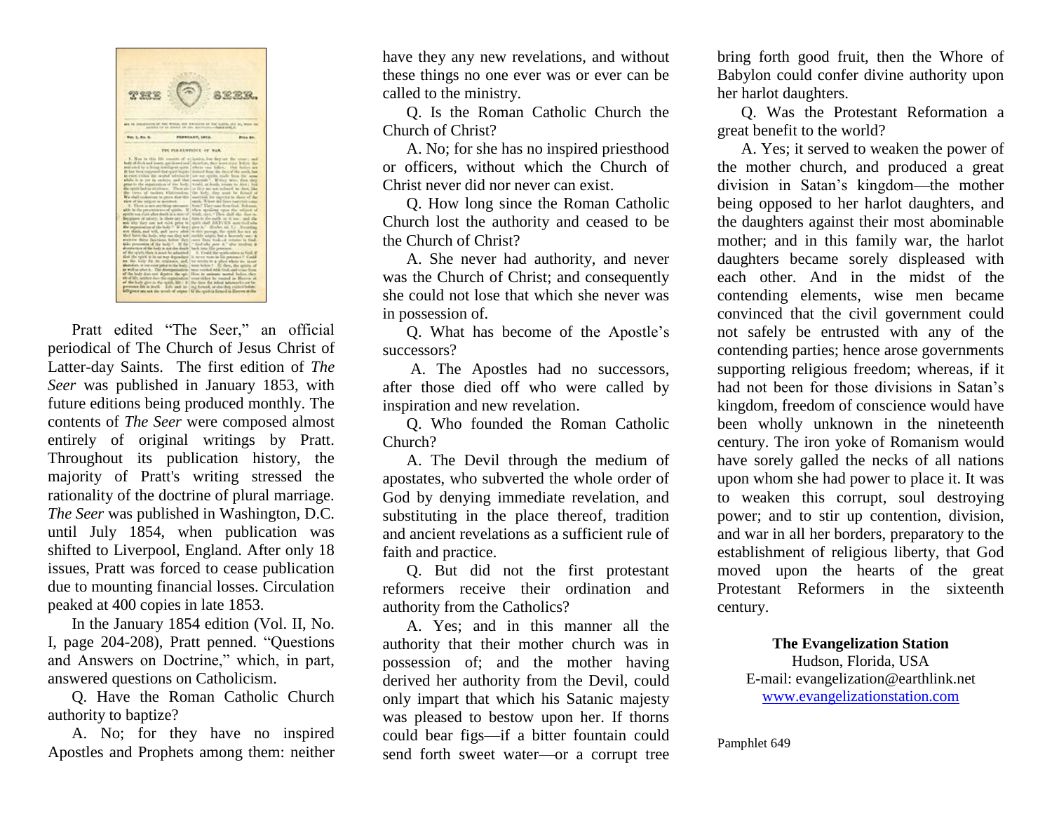Pratt edited "The Seer," an official periodical of The Church of Jesus Christ of Latter-day Saints. The first edition of *The Seer* was published in January 1853, with future editions being produced monthly. The contents of *The Seer* were composed almost entirely of original writings by Pratt. Throughout its publication history, the majority of Pratt's writing stressed the rationality of the doctrine of plural marriage. *The Seer* was published in Washington, D.C. until July 1854, when publication was shifted to Liverpool, England. After only 18 issues, Pratt was forced to cease publication due to mounting financial losses. Circulation peaked at 400 copies in late 1853.

In the January 1854 edition (Vol. II, No. I, page 204-208), Pratt penned. "Questions and Answers on Doctrine," which, in part, answered questions on Catholicism.

Q. Have the Roman Catholic Church authority to baptize?

A. No; for they have no inspired Apostles and Prophets among them: neither have they any new revelations, and without these things no one ever was or ever can be called to the ministry.

Q. Is the Roman Catholic Church the Church of Christ?

A. No; for she has no inspired priesthood or officers, without which the Church of Christ never did nor never can exist.

Q. How long since the Roman Catholic Church lost the authority and ceased to be the Church of Christ?

A. She never had authority, and never was the Church of Christ; and consequently she could not lose that which she never was in possession of.

Q. What has become of the Apostle's successors?

A. The Apostles had no successors, after those died off who were called by inspiration and new revelation.

Q. Who founded the Roman Catholic Church?

A. The Devil through the medium of apostates, who subverted the whole order of God by denying immediate revelation, and substituting in the place thereof, tradition and ancient revelations as a sufficient rule of faith and practice.

Q. But did not the first protestant reformers receive their ordination and authority from the Catholics?

A. Yes; and in this manner all the authority that their mother church was in possession of; and the mother having derived her authority from the Devil, could only impart that which his Satanic majesty was pleased to bestow upon her. If thorns could bear figs—if a bitter fountain could send forth sweet water—or a corrupt tree bring forth good fruit, then the Whore of Babylon could confer divine authority upon her harlot daughters.

Q. Was the Protestant Reformation a great benefit to the world?

A. Yes; it served to weaken the power of the mother church, and produced a great division in Satan's kingdom—the mother being opposed to her harlot daughters, and the daughters against their most abominable mother; and in this family war, the harlot daughters became sorely displeased with each other. And in the midst of the contending elements, wise men became convinced that the civil government could not safely be entrusted with any of the contending parties; hence arose governments supporting religious freedom; whereas, if it had not been for those divisions in Satan's kingdom, freedom of conscience would have been wholly unknown in the nineteenth century. The iron yoke of Romanism would have sorely galled the necks of all nations upon whom she had power to place it. It was to weaken this corrupt, soul destroying power; and to stir up contention, division, and war in all her borders, preparatory to the establishment of religious liberty, that God moved upon the hearts of the great Protestant Reformers in the sixteenth century.

**The Evangelization Station**
Hudson, Florida, USA
E-mail: evangelization@earthlink.net
www.evangelizationstation.com

Pamphlet 649